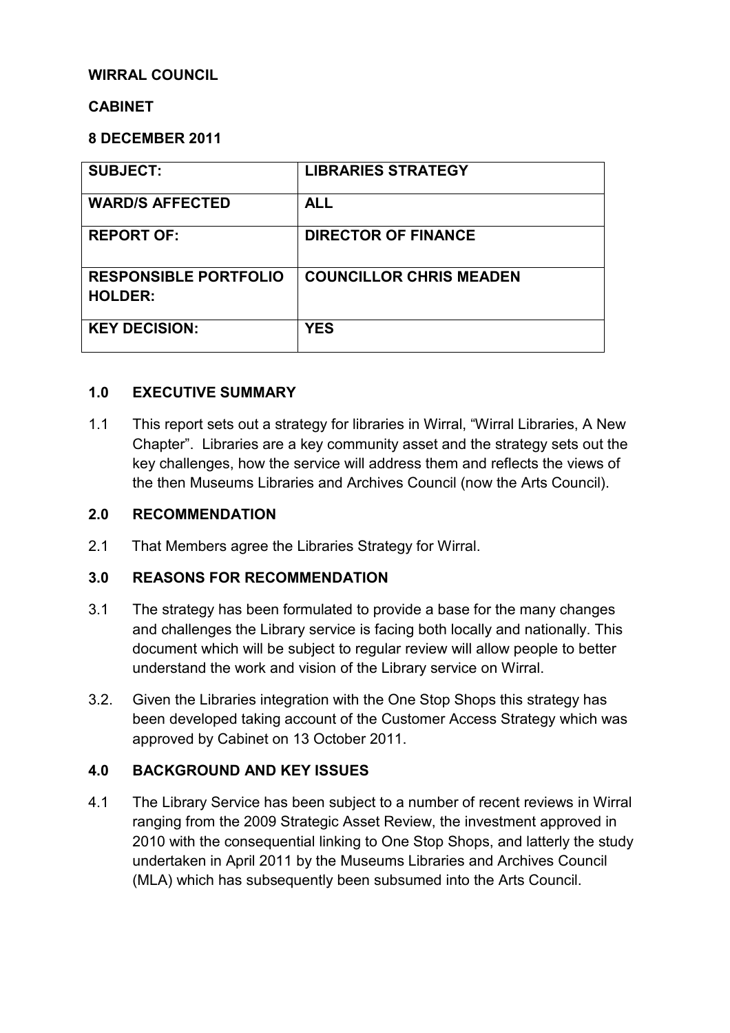**WIRRAL COUNCIL**

**CABINET**

**8 DECEMBER 2011**

| SUBJECT: | LIBRARIES STRATEGY |
|---|---|
| **WARD/S AFFECTED** | **ALL** |
| **REPORT OF:** | **DIRECTOR OF FINANCE** |
| **RESPONSIBLE PORTFOLIO HOLDER:** | **COUNCILLOR CHRIS MEADEN** |
| **KEY DECISION:** | **YES** |

## 1.0 EXECUTIVE SUMMARY

1.1 This report sets out a strategy for libraries in Wirral, "Wirral Libraries, A New Chapter". Libraries are a key community asset and the strategy sets out the key challenges, how the service will address them and reflects the views of the then Museums Libraries and Archives Council (now the Arts Council).

## 2.0 RECOMMENDATION

2.1 That Members agree the Libraries Strategy for Wirral.

## 3.0 REASONS FOR RECOMMENDATION

3.1 The strategy has been formulated to provide a base for the many changes and challenges the Library service is facing both locally and nationally. This document which will be subject to regular review will allow people to better understand the work and vision of the Library service on Wirral.

3.2. Given the Libraries integration with the One Stop Shops this strategy has been developed taking account of the Customer Access Strategy which was approved by Cabinet on 13 October 2011.

## 4.0 BACKGROUND AND KEY ISSUES

4.1 The Library Service has been subject to a number of recent reviews in Wirral ranging from the 2009 Strategic Asset Review, the investment approved in 2010 with the consequential linking to One Stop Shops, and latterly the study undertaken in April 2011 by the Museums Libraries and Archives Council (MLA) which has subsequently been subsumed into the Arts Council.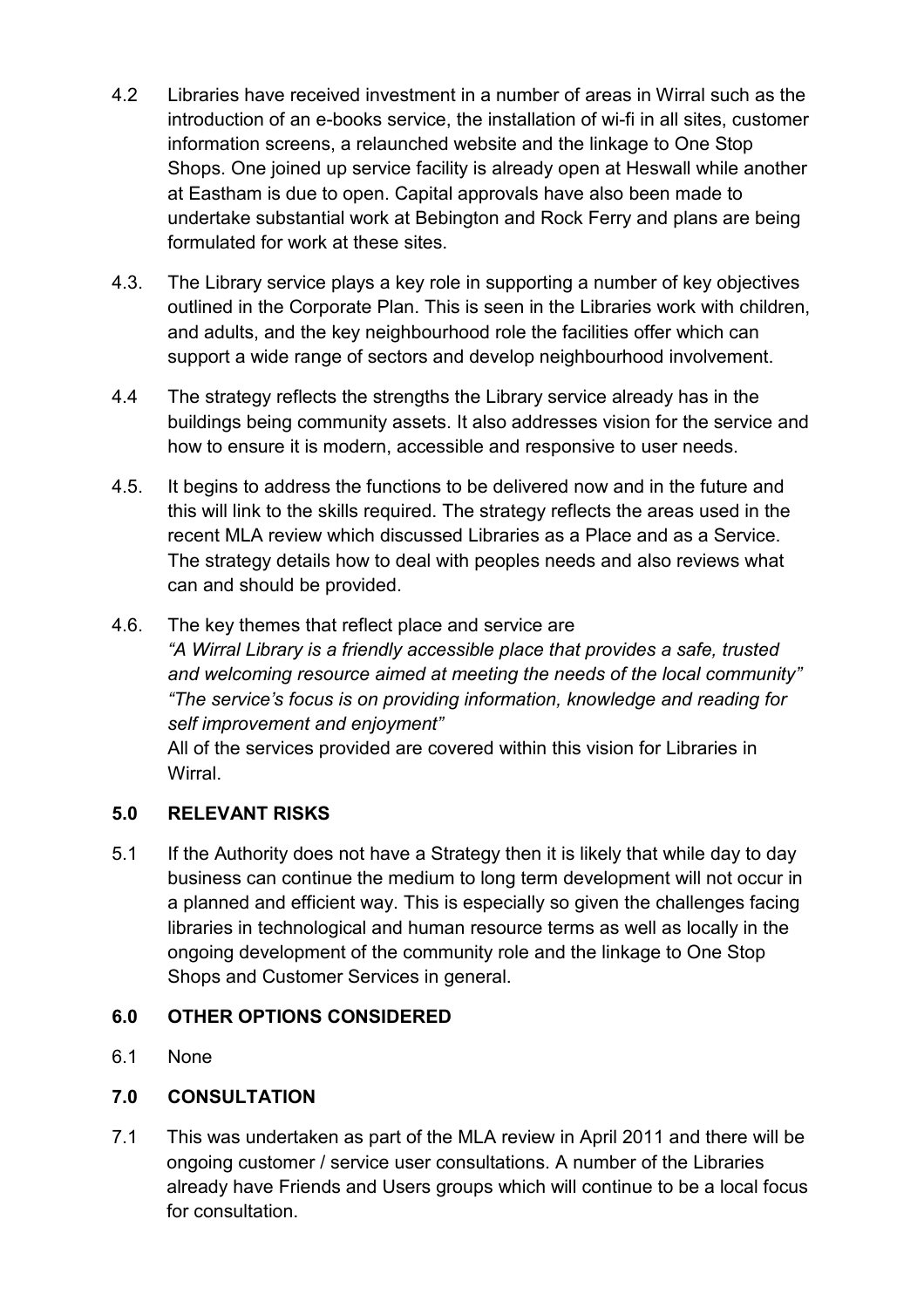4.2 Libraries have received investment in a number of areas in Wirral such as the introduction of an e-books service, the installation of wi-fi in all sites, customer information screens, a relaunched website and the linkage to One Stop Shops. One joined up service facility is already open at Heswall while another at Eastham is due to open. Capital approvals have also been made to undertake substantial work at Bebington and Rock Ferry and plans are being formulated for work at these sites.

4.3. The Library service plays a key role in supporting a number of key objectives outlined in the Corporate Plan. This is seen in the Libraries work with children, and adults, and the key neighbourhood role the facilities offer which can support a wide range of sectors and develop neighbourhood involvement.

4.4 The strategy reflects the strengths the Library service already has in the buildings being community assets. It also addresses vision for the service and how to ensure it is modern, accessible and responsive to user needs.

4.5. It begins to address the functions to be delivered now and in the future and this will link to the skills required. The strategy reflects the areas used in the recent MLA review which discussed Libraries as a Place and as a Service. The strategy details how to deal with peoples needs and also reviews what can and should be provided.

4.6. The key themes that reflect place and service are
*"A Wirral Library is a friendly accessible place that provides a safe, trusted and welcoming resource aimed at meeting the needs of the local community"*
*"The service's focus is on providing information, knowledge and reading for self improvement and enjoyment"*
All of the services provided are covered within this vision for Libraries in Wirral.

## 5.0 RELEVANT RISKS

5.1 If the Authority does not have a Strategy then it is likely that while day to day business can continue the medium to long term development will not occur in a planned and efficient way. This is especially so given the challenges facing libraries in technological and human resource terms as well as locally in the ongoing development of the community role and the linkage to One Stop Shops and Customer Services in general.

## 6.0 OTHER OPTIONS CONSIDERED

6.1 None

## 7.0 CONSULTATION

7.1 This was undertaken as part of the MLA review in April 2011 and there will be ongoing customer / service user consultations. A number of the Libraries already have Friends and Users groups which will continue to be a local focus for consultation.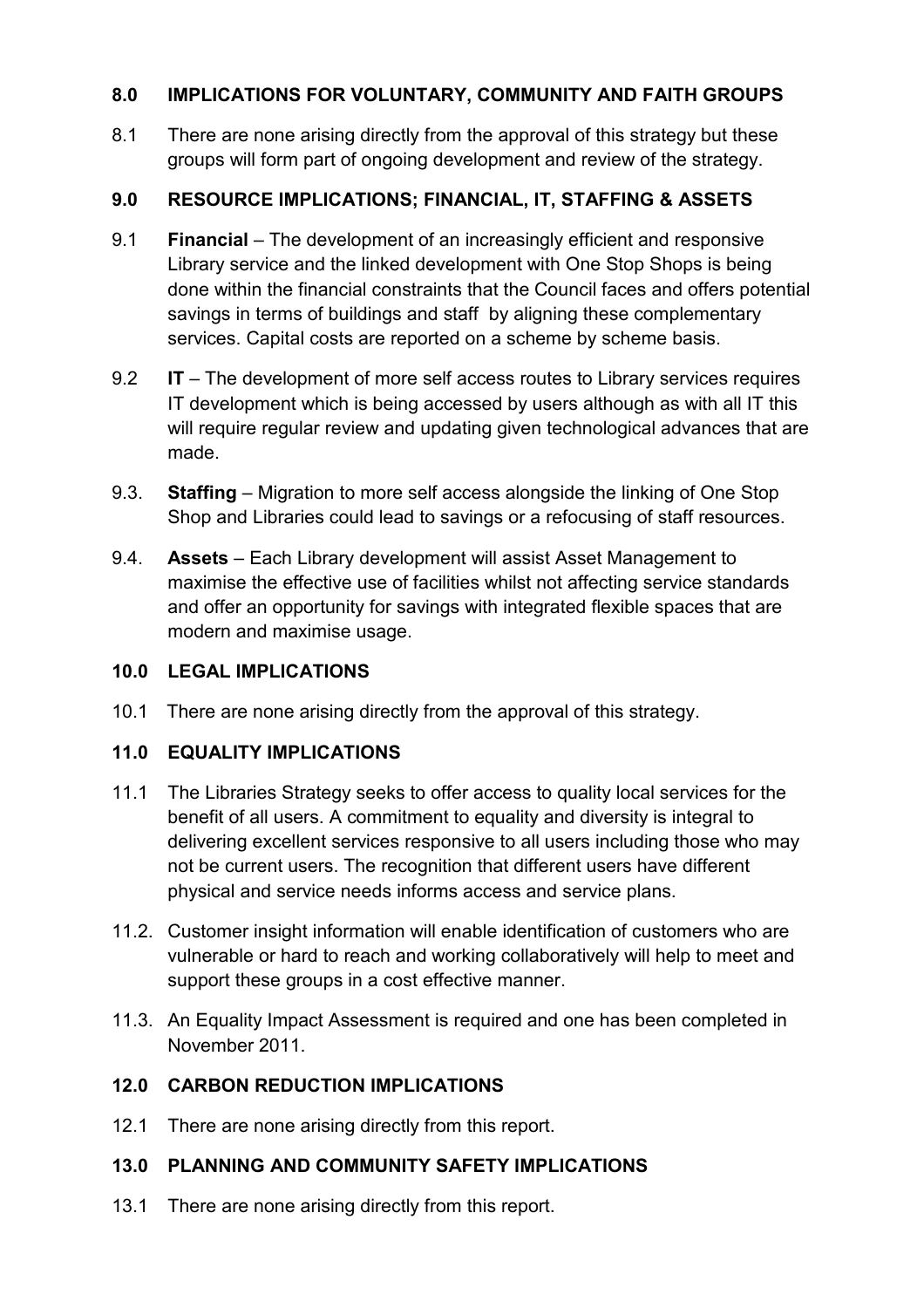## 8.0 IMPLICATIONS FOR VOLUNTARY, COMMUNITY AND FAITH GROUPS

8.1 There are none arising directly from the approval of this strategy but these groups will form part of ongoing development and review of the strategy.

## 9.0 RESOURCE IMPLICATIONS; FINANCIAL, IT, STAFFING & ASSETS

9.1 **Financial** – The development of an increasingly efficient and responsive Library service and the linked development with One Stop Shops is being done within the financial constraints that the Council faces and offers potential savings in terms of buildings and staff by aligning these complementary services. Capital costs are reported on a scheme by scheme basis.

9.2 **IT** – The development of more self access routes to Library services requires IT development which is being accessed by users although as with all IT this will require regular review and updating given technological advances that are made.

9.3. **Staffing** – Migration to more self access alongside the linking of One Stop Shop and Libraries could lead to savings or a refocusing of staff resources.

9.4. **Assets** – Each Library development will assist Asset Management to maximise the effective use of facilities whilst not affecting service standards and offer an opportunity for savings with integrated flexible spaces that are modern and maximise usage.

## 10.0 LEGAL IMPLICATIONS

10.1 There are none arising directly from the approval of this strategy.

## 11.0 EQUALITY IMPLICATIONS

11.1 The Libraries Strategy seeks to offer access to quality local services for the benefit of all users. A commitment to equality and diversity is integral to delivering excellent services responsive to all users including those who may not be current users. The recognition that different users have different physical and service needs informs access and service plans.

11.2. Customer insight information will enable identification of customers who are vulnerable or hard to reach and working collaboratively will help to meet and support these groups in a cost effective manner.

11.3. An Equality Impact Assessment is required and one has been completed in November 2011.

## 12.0 CARBON REDUCTION IMPLICATIONS

12.1 There are none arising directly from this report.

## 13.0 PLANNING AND COMMUNITY SAFETY IMPLICATIONS

13.1 There are none arising directly from this report.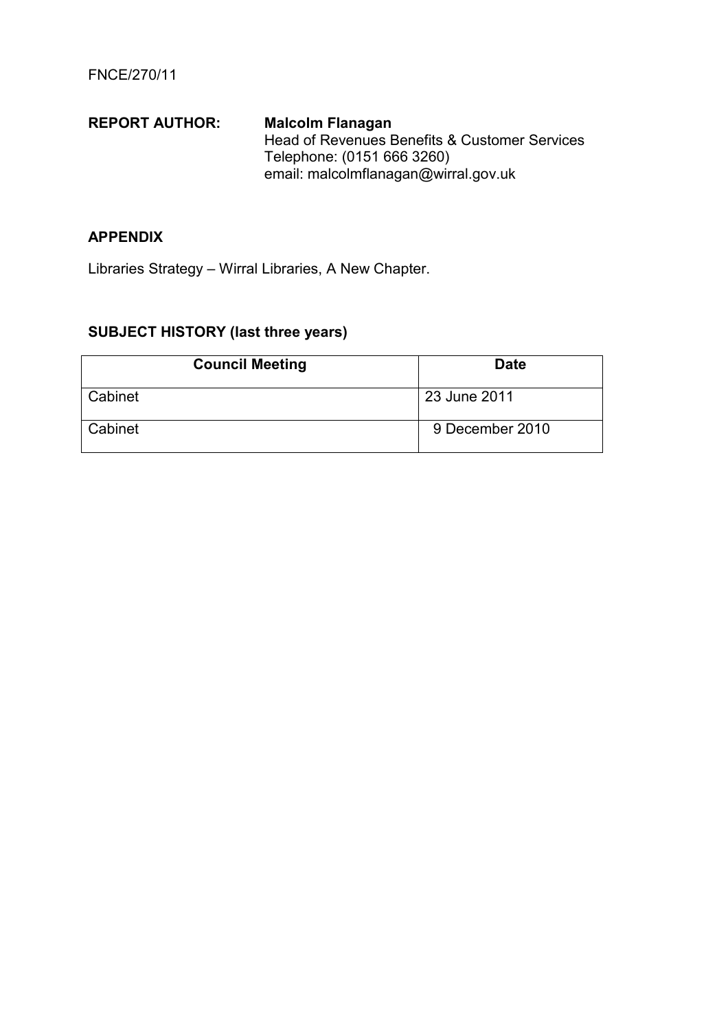FNCE/270/11

**REPORT AUTHOR:** **Malcolm Flanagan**
Head of Revenues Benefits & Customer Services
Telephone: (0151 666 3260)
email: malcolmflanagan@wirral.gov.uk

## APPENDIX

Libraries Strategy – Wirral Libraries, A New Chapter.

## SUBJECT HISTORY (last three years)

| Council Meeting | Date |
|---|---|
| Cabinet | 23 June 2011 |
| Cabinet | 9 December 2010 |